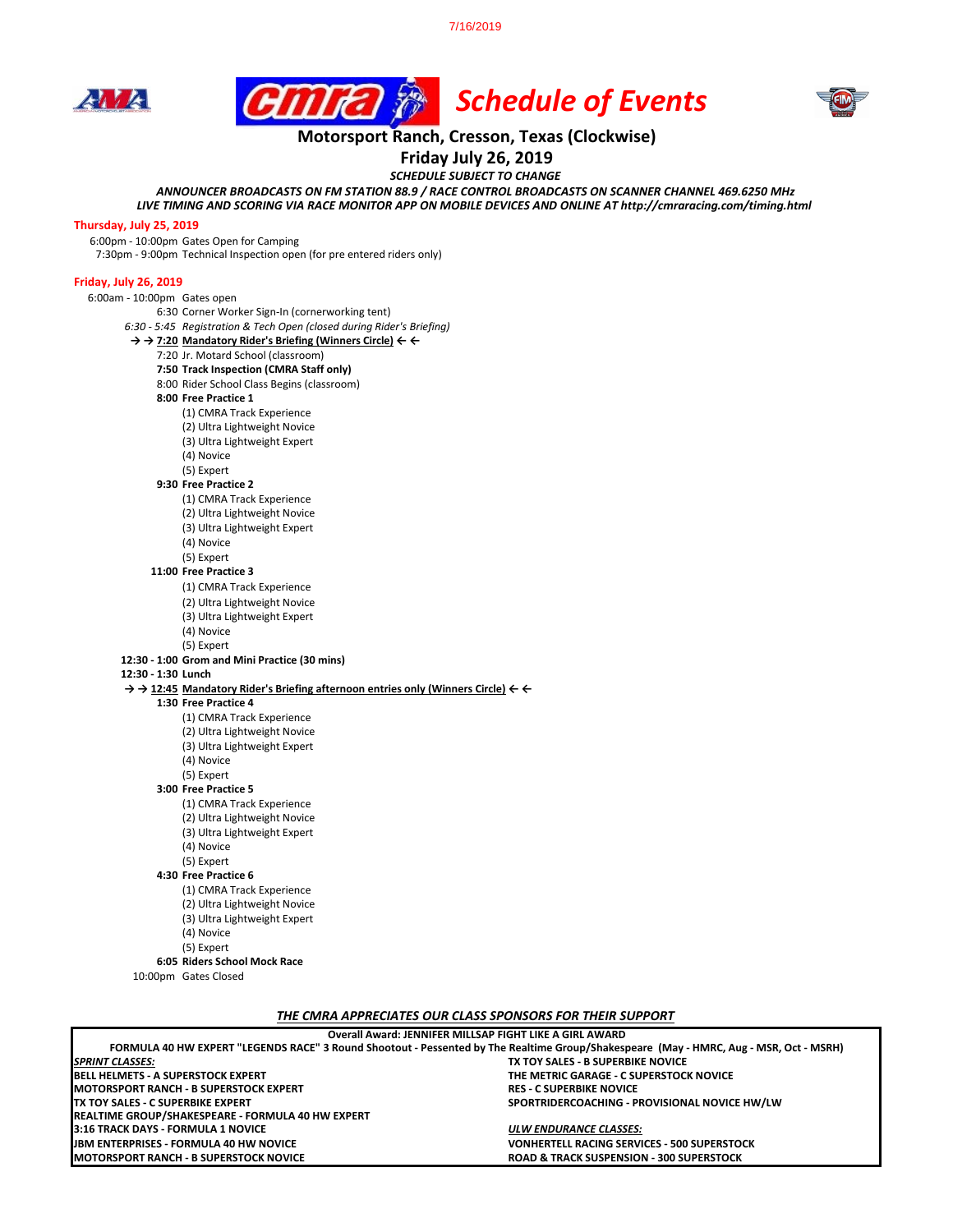7/16/2019

# Schedule of Events

## Motorsport Ranch, Cresson, Texas (Clockwise)

## Friday July 26, 2019

***SCHEDULE SUBJECT TO CHANGE***

***ANNOUNCER BROADCASTS ON FM STATION 88.9 / RACE CONTROL BROADCASTS ON SCANNER CHANNEL 469.6250 MHz***
***LIVE TIMING AND SCORING VIA RACE MONITOR APP ON MOBILE DEVICES AND ONLINE AT http://cmraracing.com/timing.html***

**Thursday, July 25, 2019**

6:00pm - 10:00pm Gates Open for Camping
7:30pm - 9:00pm Technical Inspection open (for pre entered riders only)

**Friday, July 26, 2019**

6:00am - 10:00pm Gates open
6:30 Corner Worker Sign-In (cornerworking tent)
*6:30 - 5:45 Registration & Tech Open (closed during Rider's Briefing)*
**→ → <u>7:20 Mandatory Rider's Briefing (Winners Circle)</u> ← ←**
7:20 Jr. Motard School (classroom)
**7:50 Track Inspection (CMRA Staff only)**
8:00 Rider School Class Begins (classroom)
**8:00 Free Practice 1**
- (1) CMRA Track Experience
- (2) Ultra Lightweight Novice
- (3) Ultra Lightweight Expert
- (4) Novice
- (5) Expert

**9:30 Free Practice 2**
- (1) CMRA Track Experience
- (2) Ultra Lightweight Novice
- (3) Ultra Lightweight Expert
- (4) Novice
- (5) Expert

**11:00 Free Practice 3**
- (1) CMRA Track Experience
- (2) Ultra Lightweight Novice
- (3) Ultra Lightweight Expert
- (4) Novice
- (5) Expert

**12:30 - 1:00 Grom and Mini Practice (30 mins)**
**12:30 - 1:30 Lunch**
**→ → <u>12:45 Mandatory Rider's Briefing afternoon entries only (Winners Circle)</u> ← ←**
**1:30 Free Practice 4**
- (1) CMRA Track Experience
- (2) Ultra Lightweight Novice
- (3) Ultra Lightweight Expert
- (4) Novice
- (5) Expert

**3:00 Free Practice 5**
- (1) CMRA Track Experience
- (2) Ultra Lightweight Novice
- (3) Ultra Lightweight Expert
- (4) Novice
- (5) Expert

**4:30 Free Practice 6**
- (1) CMRA Track Experience
- (2) Ultra Lightweight Novice
- (3) Ultra Lightweight Expert
- (4) Novice
- (5) Expert

**6:05 Riders School Mock Race**
10:00pm Gates Closed

***<u>THE CMRA APPRECIATES OUR CLASS SPONSORS FOR THEIR SUPPORT</u>***

**Overall Award: JENNIFER MILLSAP FIGHT LIKE A GIRL AWARD**

**FORMULA 40 HW EXPERT "LEGENDS RACE" 3 Round Shootout - Pessented by The Realtime Group/Shakespeare (May - HMRC, Aug - MSR, Oct - MSRH)**

| ***<u>SPRINT CLASSES:</u>*** | |
|---|---|
| **BELL HELMETS - A SUPERSTOCK EXPERT** | **TX TOY SALES - B SUPERBIKE NOVICE** |
| **MOTORSPORT RANCH - B SUPERSTOCK EXPERT** | **THE METRIC GARAGE - C SUPERSTOCK NOVICE** |
| **TX TOY SALES - C SUPERBIKE EXPERT** | **RES - C SUPERBIKE NOVICE** |
| **REALTIME GROUP/SHAKESPEARE - FORMULA 40 HW EXPERT** | **SPORTRIDERCOACHING - PROVISIONAL NOVICE HW/LW** |
| **3:16 TRACK DAYS - FORMULA 1 NOVICE** | ***<u>ULW ENDURANCE CLASSES:</u>*** |
| **JBM ENTERPRISES - FORMULA 40 HW NOVICE** | **VONHERTELL RACING SERVICES - 500 SUPERSTOCK** |
| **MOTORSPORT RANCH - B SUPERSTOCK NOVICE** | **ROAD & TRACK SUSPENSION - 300 SUPERSTOCK** |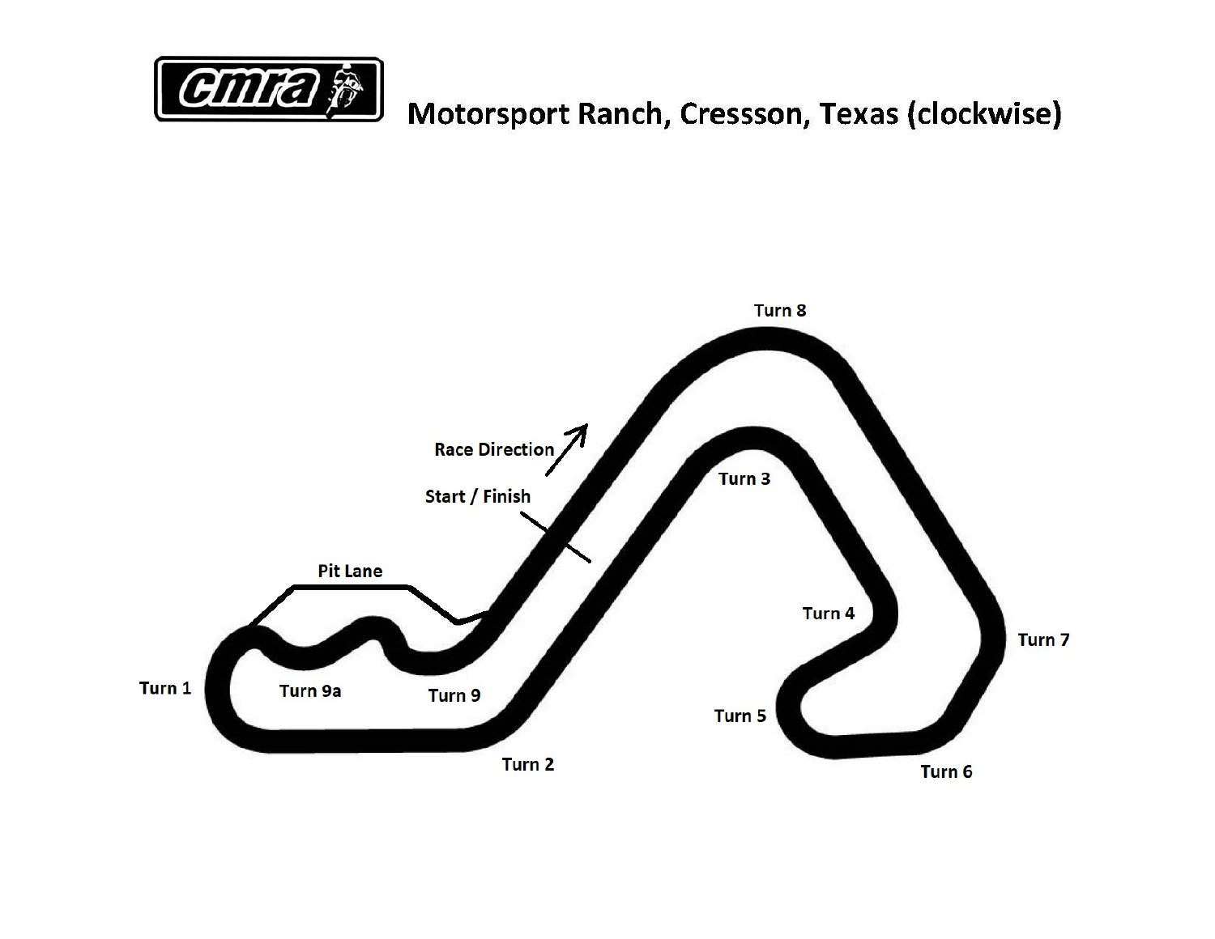cmra

# Motorsport Ranch, Cressson, Texas (clockwise)

Turn 8

Race Direction

Start / Finish

Turn 3

Pit Lane

Turn 4

Turn 7

Turn 1

Turn 9a

Turn 9

Turn 5

Turn 2

Turn 6